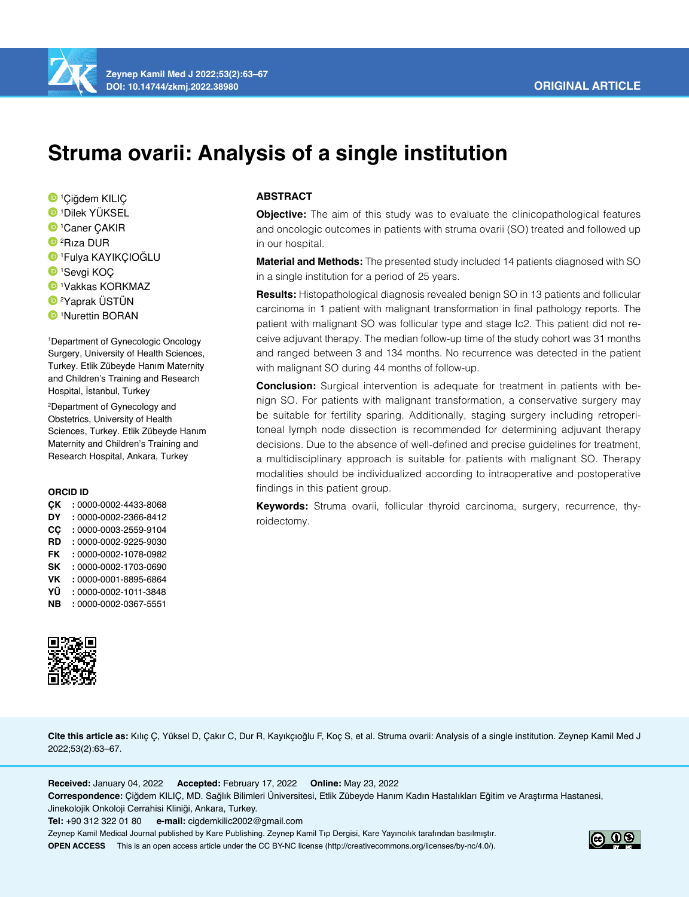ORIGINAL ARTICLE

# Struma ovarii: Analysis of a single institution

[1]Çiğdem KILIÇ
[1]Dilek YÜKSEL
[1]Caner ÇAKIR
[2]Rıza DUR
[1]Fulya KAYIKÇIOĞLU
[1]Sevgi KOÇ
[1]Vakkas KORKMAZ
[2]Yaprak ÜSTÜN
[1]Nurettin BORAN

[1]Department of Gynecologic Oncology Surgery, University of Health Sciences, Turkey. Etlik Zübeyde Hanım Maternity and Children's Training and Research Hospital, İstanbul, Turkey

[2]Department of Gynecology and Obstetrics, University of Health Sciences, Turkey. Etlik Zübeyde Hanım Maternity and Children's Training and Research Hospital, Ankara, Turkey

**ORCID ID**

**ÇK** : 0000-0002-4433-8068
**DY** : 0000-0002-2366-8412
**CÇ** : 0000-0003-2559-9104
**RD** : 0000-0002-9225-9030
**FK** : 0000-0002-1078-0982
**SK** : 0000-0002-1703-0690
**VK** : 0000-0001-8895-6864
**YÜ** : 0000-0002-1011-3848
**NB** : 0000-0002-0367-5551

## ABSTRACT

**Objective:** The aim of this study was to evaluate the clinicopathological features and oncologic outcomes in patients with struma ovarii (SO) treated and followed up in our hospital.

**Material and Methods:** The presented study included 14 patients diagnosed with SO in a single institution for a period of 25 years.

**Results:** Histopathological diagnosis revealed benign SO in 13 patients and follicular carcinoma in 1 patient with malignant transformation in final pathology reports. The patient with malignant SO was follicular type and stage Ic2. This patient did not receive adjuvant therapy. The median follow-up time of the study cohort was 31 months and ranged between 3 and 134 months. No recurrence was detected in the patient with malignant SO during 44 months of follow-up.

**Conclusion:** Surgical intervention is adequate for treatment in patients with benign SO. For patients with malignant transformation, a conservative surgery may be suitable for fertility sparing. Additionally, staging surgery including retroperitoneal lymph node dissection is recommended for determining adjuvant therapy decisions. Due to the absence of well-defined and precise guidelines for treatment, a multidisciplinary approach is suitable for patients with malignant SO. Therapy modalities should be individualized according to intraoperative and postoperative findings in this patient group.

**Keywords:** Struma ovarii, follicular thyroid carcinoma, surgery, recurrence, thyroidectomy.

**Cite this article as:** Kılıç Ç, Yüksel D, Çakır C, Dur R, Kayıkçıoğlu F, Koç S, et al. Struma ovarii: Analysis of a single institution. Zeynep Kamil Med J 2022;53(2):63–67.

**Received:** January 04, 2022 **Accepted:** February 17, 2022 **Online:** May 23, 2022

**Correspondence:** Çiğdem KILIÇ, MD. Sağlık Bilimleri Üniversitesi, Etlik Zübeyde Hanım Kadın Hastalıkları Eğitim ve Araştırma Hastanesi, Jinekolojik Onkoloji Cerrahisi Kliniği, Ankara, Turkey.

**Tel:** +90 312 322 01 80 **e-mail:** cigdemkilic2002@gmail.com

Zeynep Kamil Medical Journal published by Kare Publishing. Zeynep Kamil Tıp Dergisi, Kare Yayıncılık tarafından basılmıştır.

**OPEN ACCESS** This is an open access article under the CC BY-NC license (http://creativecommons.org/licenses/by-nc/4.0/).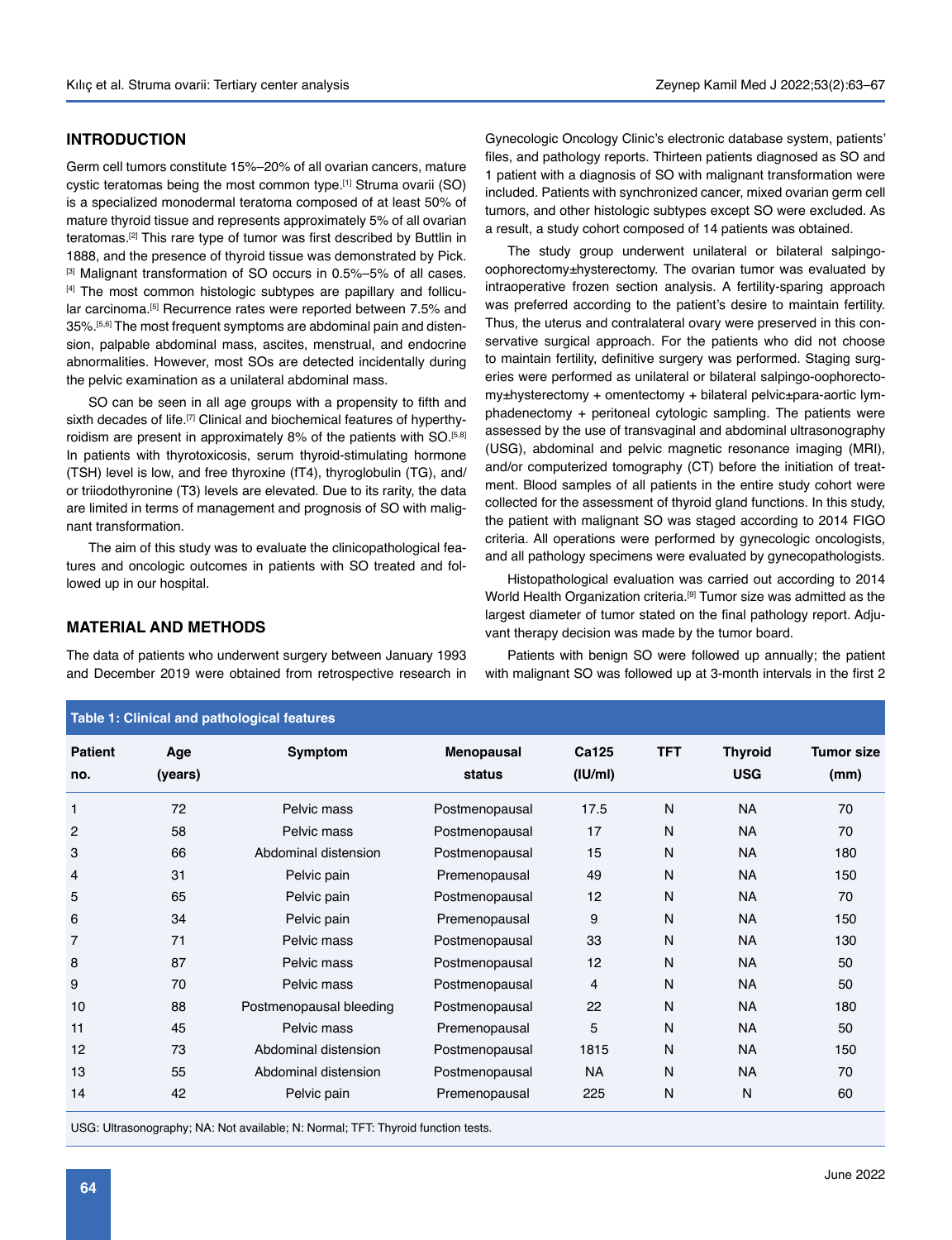## INTRODUCTION

Germ cell tumors constitute 15%–20% of all ovarian cancers, mature cystic teratomas being the most common type.[1] Struma ovarii (SO) is a specialized monodermal teratoma composed of at least 50% of mature thyroid tissue and represents approximately 5% of all ovarian teratomas.[2] This rare type of tumor was first described by Buttlin in 1888, and the presence of thyroid tissue was demonstrated by Pick.[3] Malignant transformation of SO occurs in 0.5%–5% of all cases.[4] The most common histologic subtypes are papillary and follicular carcinoma.[5] Recurrence rates were reported between 7.5% and 35%.[5,6] The most frequent symptoms are abdominal pain and distension, palpable abdominal mass, ascites, menstrual, and endocrine abnormalities. However, most SOs are detected incidentally during the pelvic examination as a unilateral abdominal mass.

SO can be seen in all age groups with a propensity to fifth and sixth decades of life.[7] Clinical and biochemical features of hyperthyroidism are present in approximately 8% of the patients with SO.[5,8] In patients with thyrotoxicosis, serum thyroid-stimulating hormone (TSH) level is low, and free thyroxine (fT4), thyroglobulin (TG), and/or triiodothyronine (T3) levels are elevated. Due to its rarity, the data are limited in terms of management and prognosis of SO with malignant transformation.

The aim of this study was to evaluate the clinicopathological features and oncologic outcomes in patients with SO treated and followed up in our hospital.

## MATERIAL AND METHODS

The data of patients who underwent surgery between January 1993 and December 2019 were obtained from retrospective research in Gynecologic Oncology Clinic's electronic database system, patients' files, and pathology reports. Thirteen patients diagnosed as SO and 1 patient with a diagnosis of SO with malignant transformation were included. Patients with synchronized cancer, mixed ovarian germ cell tumors, and other histologic subtypes except SO were excluded. As a result, a study cohort composed of 14 patients was obtained.

The study group underwent unilateral or bilateral salpingo-oophorectomy±hysterectomy. The ovarian tumor was evaluated by intraoperative frozen section analysis. A fertility-sparing approach was preferred according to the patient's desire to maintain fertility. Thus, the uterus and contralateral ovary were preserved in this conservative surgical approach. For the patients who did not choose to maintain fertility, definitive surgery was performed. Staging surgeries were performed as unilateral or bilateral salpingo-oophorectomy±hysterectomy + omentectomy + bilateral pelvic±para-aortic lymphadenectomy + peritoneal cytologic sampling. The patients were assessed by the use of transvaginal and abdominal ultrasonography (USG), abdominal and pelvic magnetic resonance imaging (MRI), and/or computerized tomography (CT) before the initiation of treatment. Blood samples of all patients in the entire study cohort were collected for the assessment of thyroid gland functions. In this study, the patient with malignant SO was staged according to 2014 FIGO criteria. All operations were performed by gynecologic oncologists, and all pathology specimens were evaluated by gynecopathologists.

Histopathological evaluation was carried out according to 2014 World Health Organization criteria.[9] Tumor size was admitted as the largest diameter of tumor stated on the final pathology report. Adjuvant therapy decision was made by the tumor board.

Patients with benign SO were followed up annually; the patient with malignant SO was followed up at 3-month intervals in the first 2

**Table 1: Clinical and pathological features**

| Patient no. | Age (years) | Symptom | Menopausal status | Ca125 (IU/ml) | TFT | Thyroid USG | Tumor size (mm) |
|---|---|---|---|---|---|---|---|
| 1 | 72 | Pelvic mass | Postmenopausal | 17.5 | N | NA | 70 |
| 2 | 58 | Pelvic mass | Postmenopausal | 17 | N | NA | 70 |
| 3 | 66 | Abdominal distension | Postmenopausal | 15 | N | NA | 180 |
| 4 | 31 | Pelvic pain | Premenopausal | 49 | N | NA | 150 |
| 5 | 65 | Pelvic pain | Postmenopausal | 12 | N | NA | 70 |
| 6 | 34 | Pelvic pain | Premenopausal | 9 | N | NA | 150 |
| 7 | 71 | Pelvic mass | Postmenopausal | 33 | N | NA | 130 |
| 8 | 87 | Pelvic mass | Postmenopausal | 12 | N | NA | 50 |
| 9 | 70 | Pelvic mass | Postmenopausal | 4 | N | NA | 50 |
| 10 | 88 | Postmenopausal bleeding | Postmenopausal | 22 | N | NA | 180 |
| 11 | 45 | Pelvic mass | Premenopausal | 5 | N | NA | 50 |
| 12 | 73 | Abdominal distension | Postmenopausal | 1815 | N | NA | 150 |
| 13 | 55 | Abdominal distension | Postmenopausal | NA | N | NA | 70 |
| 14 | 42 | Pelvic pain | Premenopausal | 225 | N | N | 60 |

USG: Ultrasonography; NA: Not available; N: Normal; TFT: Thyroid function tests.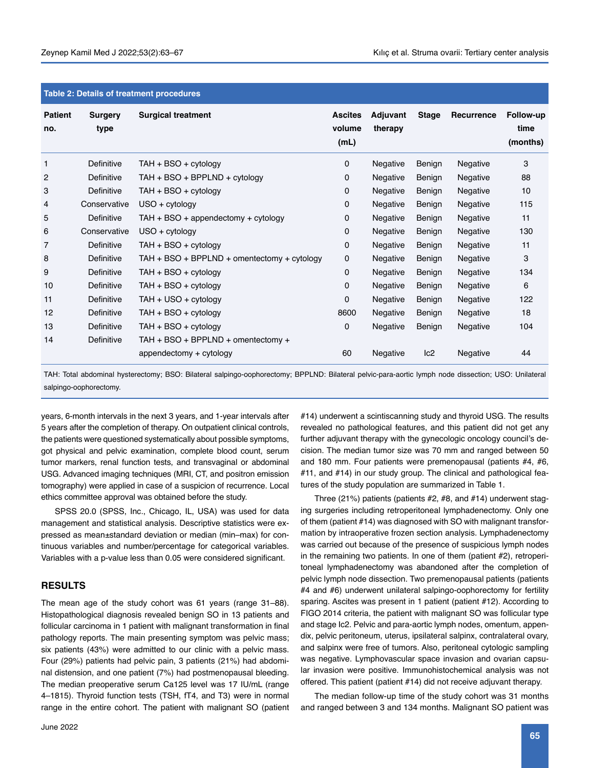**Table 2: Details of treatment procedures**

| Patient no. | Surgery type | Surgical treatment | Ascites volume (mL) | Adjuvant therapy | Stage | Recurrence | Follow-up time (months) |
|---|---|---|---|---|---|---|---|
| 1 | Definitive | TAH + BSO + cytology | 0 | Negative | Benign | Negative | 3 |
| 2 | Definitive | TAH + BSO + BPPLND + cytology | 0 | Negative | Benign | Negative | 88 |
| 3 | Definitive | TAH + BSO + cytology | 0 | Negative | Benign | Negative | 10 |
| 4 | Conservative | USO + cytology | 0 | Negative | Benign | Negative | 115 |
| 5 | Definitive | TAH + BSO + appendectomy + cytology | 0 | Negative | Benign | Negative | 11 |
| 6 | Conservative | USO + cytology | 0 | Negative | Benign | Negative | 130 |
| 7 | Definitive | TAH + BSO + cytology | 0 | Negative | Benign | Negative | 11 |
| 8 | Definitive | TAH + BSO + BPPLND + omentectomy + cytology | 0 | Negative | Benign | Negative | 3 |
| 9 | Definitive | TAH + BSO + cytology | 0 | Negative | Benign | Negative | 134 |
| 10 | Definitive | TAH + BSO + cytology | 0 | Negative | Benign | Negative | 6 |
| 11 | Definitive | TAH + USO + cytology | 0 | Negative | Benign | Negative | 122 |
| 12 | Definitive | TAH + BSO + cytology | 8600 | Negative | Benign | Negative | 18 |
| 13 | Definitive | TAH + BSO + cytology | 0 | Negative | Benign | Negative | 104 |
| 14 | Definitive | TAH + BSO + BPPLND + omentectomy + appendectomy + cytology | 60 | Negative | Ic2 | Negative | 44 |

TAH: Total abdominal hysterectomy; BSO: Bilateral salpingo-oophorectomy; BPPLND: Bilateral pelvic-para-aortic lymph node dissection; USO: Unilateral salpingo-oophorectomy.

years, 6-month intervals in the next 3 years, and 1-year intervals after 5 years after the completion of therapy. On outpatient clinical controls, the patients were questioned systematically about possible symptoms, got physical and pelvic examination, complete blood count, serum tumor markers, renal function tests, and transvaginal or abdominal USG. Advanced imaging techniques (MRI, CT, and positron emission tomography) were applied in case of a suspicion of recurrence. Local ethics committee approval was obtained before the study.

SPSS 20.0 (SPSS, Inc., Chicago, IL, USA) was used for data management and statistical analysis. Descriptive statistics were expressed as mean±standard deviation or median (min–max) for continuous variables and number/percentage for categorical variables. Variables with a p-value less than 0.05 were considered significant.

## RESULTS

The mean age of the study cohort was 61 years (range 31–88). Histopathological diagnosis revealed benign SO in 13 patients and follicular carcinoma in 1 patient with malignant transformation in final pathology reports. The main presenting symptom was pelvic mass; six patients (43%) were admitted to our clinic with a pelvic mass. Four (29%) patients had pelvic pain, 3 patients (21%) had abdominal distension, and one patient (7%) had postmenopausal bleeding. The median preoperative serum Ca125 level was 17 IU/mL (range 4–1815). Thyroid function tests (TSH, fT4, and T3) were in normal range in the entire cohort. The patient with malignant SO (patient #14) underwent a scintiscanning study and thyroid USG. The results revealed no pathological features, and this patient did not get any further adjuvant therapy with the gynecologic oncology council's decision. The median tumor size was 70 mm and ranged between 50 and 180 mm. Four patients were premenopausal (patients #4, #6, #11, and #14) in our study group. The clinical and pathological features of the study population are summarized in Table 1.

Three (21%) patients (patients #2, #8, and #14) underwent staging surgeries including retroperitoneal lymphadenectomy. Only one of them (patient #14) was diagnosed with SO with malignant transformation by intraoperative frozen section analysis. Lymphadenectomy was carried out because of the presence of suspicious lymph nodes in the remaining two patients. In one of them (patient #2), retroperitoneal lymphadenectomy was abandoned after the completion of pelvic lymph node dissection. Two premenopausal patients (patients #4 and #6) underwent unilateral salpingo-oophorectomy for fertility sparing. Ascites was present in 1 patient (patient #12). According to FIGO 2014 criteria, the patient with malignant SO was follicular type and stage Ic2. Pelvic and para-aortic lymph nodes, omentum, appendix, pelvic peritoneum, uterus, ipsilateral salpinx, contralateral ovary, and salpinx were free of tumors. Also, peritoneal cytologic sampling was negative. Lymphovascular space invasion and ovarian capsular invasion were positive. Immunohistochemical analysis was not offered. This patient (patient #14) did not receive adjuvant therapy.

The median follow-up time of the study cohort was 31 months and ranged between 3 and 134 months. Malignant SO patient was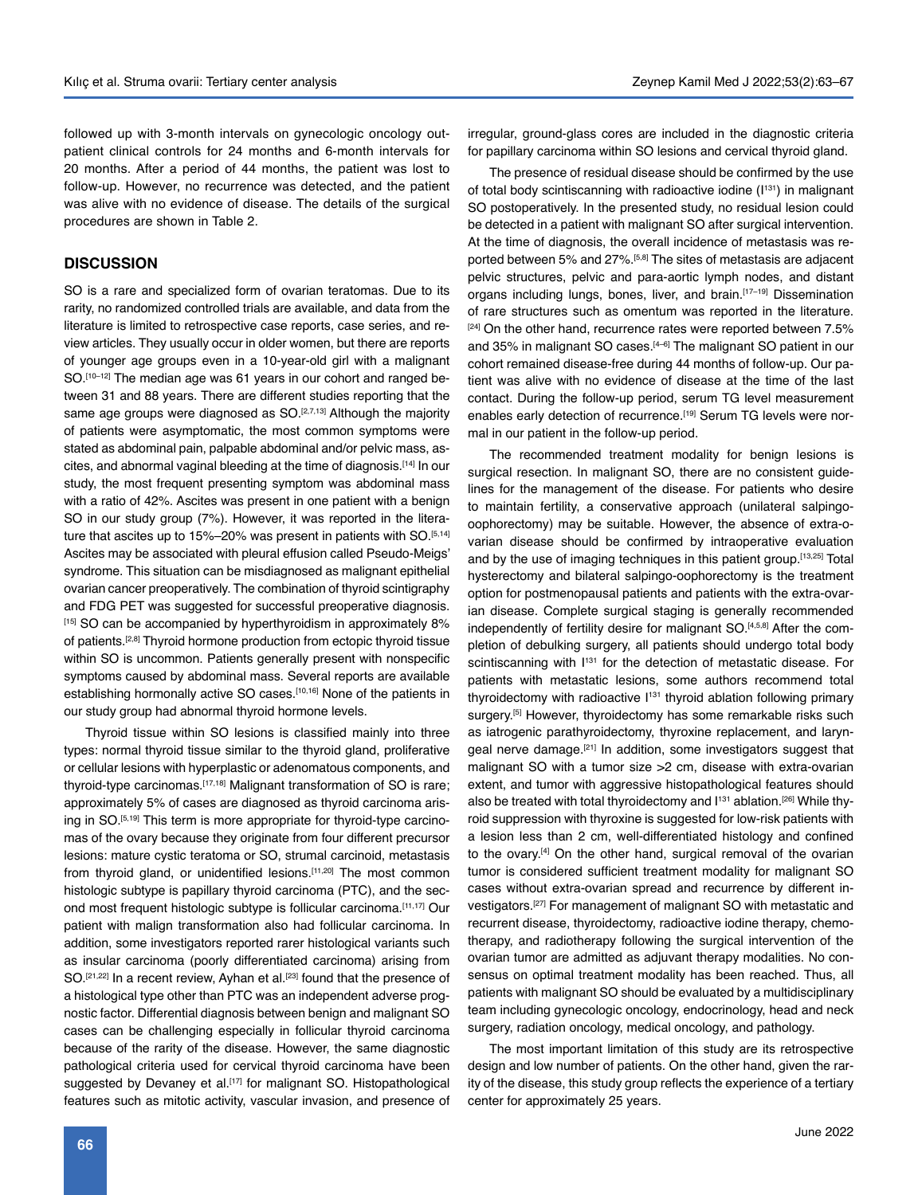followed up with 3-month intervals on gynecologic oncology outpatient clinical controls for 24 months and 6-month intervals for 20 months. After a period of 44 months, the patient was lost to follow-up. However, no recurrence was detected, and the patient was alive with no evidence of disease. The details of the surgical procedures are shown in Table 2.

## DISCUSSION

SO is a rare and specialized form of ovarian teratomas. Due to its rarity, no randomized controlled trials are available, and data from the literature is limited to retrospective case reports, case series, and review articles. They usually occur in older women, but there are reports of younger age groups even in a 10-year-old girl with a malignant SO.[10–12] The median age was 61 years in our cohort and ranged between 31 and 88 years. There are different studies reporting that the same age groups were diagnosed as SO.[2,7,13] Although the majority of patients were asymptomatic, the most common symptoms were stated as abdominal pain, palpable abdominal and/or pelvic mass, ascites, and abnormal vaginal bleeding at the time of diagnosis.[14] In our study, the most frequent presenting symptom was abdominal mass with a ratio of 42%. Ascites was present in one patient with a benign SO in our study group (7%). However, it was reported in the literature that ascites up to 15%–20% was present in patients with SO.[5,14] Ascites may be associated with pleural effusion called Pseudo-Meigs' syndrome. This situation can be misdiagnosed as malignant epithelial ovarian cancer preoperatively. The combination of thyroid scintigraphy and FDG PET was suggested for successful preoperative diagnosis.[15] SO can be accompanied by hyperthyroidism in approximately 8% of patients.[2,8] Thyroid hormone production from ectopic thyroid tissue within SO is uncommon. Patients generally present with nonspecific symptoms caused by abdominal mass. Several reports are available establishing hormonally active SO cases.[10,16] None of the patients in our study group had abnormal thyroid hormone levels.

Thyroid tissue within SO lesions is classified mainly into three types: normal thyroid tissue similar to the thyroid gland, proliferative or cellular lesions with hyperplastic or adenomatous components, and thyroid-type carcinomas.[17,18] Malignant transformation of SO is rare; approximately 5% of cases are diagnosed as thyroid carcinoma arising in SO.[5,19] This term is more appropriate for thyroid-type carcinomas of the ovary because they originate from four different precursor lesions: mature cystic teratoma or SO, strumal carcinoid, metastasis from thyroid gland, or unidentified lesions.[11,20] The most common histologic subtype is papillary thyroid carcinoma (PTC), and the second most frequent histologic subtype is follicular carcinoma.[11,17] Our patient with malign transformation also had follicular carcinoma. In addition, some investigators reported rarer histological variants such as insular carcinoma (poorly differentiated carcinoma) arising from SO.[21,22] In a recent review, Ayhan et al.[23] found that the presence of a histological type other than PTC was an independent adverse prognostic factor. Differential diagnosis between benign and malignant SO cases can be challenging especially in follicular thyroid carcinoma because of the rarity of the disease. However, the same diagnostic pathological criteria used for cervical thyroid carcinoma have been suggested by Devaney et al.[17] for malignant SO. Histopathological features such as mitotic activity, vascular invasion, and presence of irregular, ground-glass cores are included in the diagnostic criteria for papillary carcinoma within SO lesions and cervical thyroid gland.

The presence of residual disease should be confirmed by the use of total body scintiscanning with radioactive iodine ($I^{131}$) in malignant SO postoperatively. In the presented study, no residual lesion could be detected in a patient with malignant SO after surgical intervention. At the time of diagnosis, the overall incidence of metastasis was reported between 5% and 27%.[5,8] The sites of metastasis are adjacent pelvic structures, pelvic and para-aortic lymph nodes, and distant organs including lungs, bones, liver, and brain.[17–19] Dissemination of rare structures such as omentum was reported in the literature.[24] On the other hand, recurrence rates were reported between 7.5% and 35% in malignant SO cases.[4–6] The malignant SO patient in our cohort remained disease-free during 44 months of follow-up. Our patient was alive with no evidence of disease at the time of the last contact. During the follow-up period, serum TG level measurement enables early detection of recurrence.[19] Serum TG levels were normal in our patient in the follow-up period.

The recommended treatment modality for benign lesions is surgical resection. In malignant SO, there are no consistent guidelines for the management of the disease. For patients who desire to maintain fertility, a conservative approach (unilateral salpingo-oophorectomy) may be suitable. However, the absence of extra-ovarian disease should be confirmed by intraoperative evaluation and by the use of imaging techniques in this patient group.[13,25] Total hysterectomy and bilateral salpingo-oophorectomy is the treatment option for postmenopausal patients and patients with the extra-ovarian disease. Complete surgical staging is generally recommended independently of fertility desire for malignant SO.[4,5,8] After the completion of debulking surgery, all patients should undergo total body scintiscanning with $I^{131}$ for the detection of metastatic disease. For patients with metastatic lesions, some authors recommend total thyroidectomy with radioactive $I^{131}$ thyroid ablation following primary surgery.[5] However, thyroidectomy has some remarkable risks such as iatrogenic parathyroidectomy, thyroxine replacement, and laryngeal nerve damage.[21] In addition, some investigators suggest that malignant SO with a tumor size >2 cm, disease with extra-ovarian extent, and tumor with aggressive histopathological features should also be treated with total thyroidectomy and $I^{131}$ ablation.[26] While thyroid suppression with thyroxine is suggested for low-risk patients with a lesion less than 2 cm, well-differentiated histology and confined to the ovary.[4] On the other hand, surgical removal of the ovarian tumor is considered sufficient treatment modality for malignant SO cases without extra-ovarian spread and recurrence by different investigators.[27] For management of malignant SO with metastatic and recurrent disease, thyroidectomy, radioactive iodine therapy, chemotherapy, and radiotherapy following the surgical intervention of the ovarian tumor are admitted as adjuvant therapy modalities. No consensus on optimal treatment modality has been reached. Thus, all patients with malignant SO should be evaluated by a multidisciplinary team including gynecologic oncology, endocrinology, head and neck surgery, radiation oncology, medical oncology, and pathology.

The most important limitation of this study are its retrospective design and low number of patients. On the other hand, given the rarity of the disease, this study group reflects the experience of a tertiary center for approximately 25 years.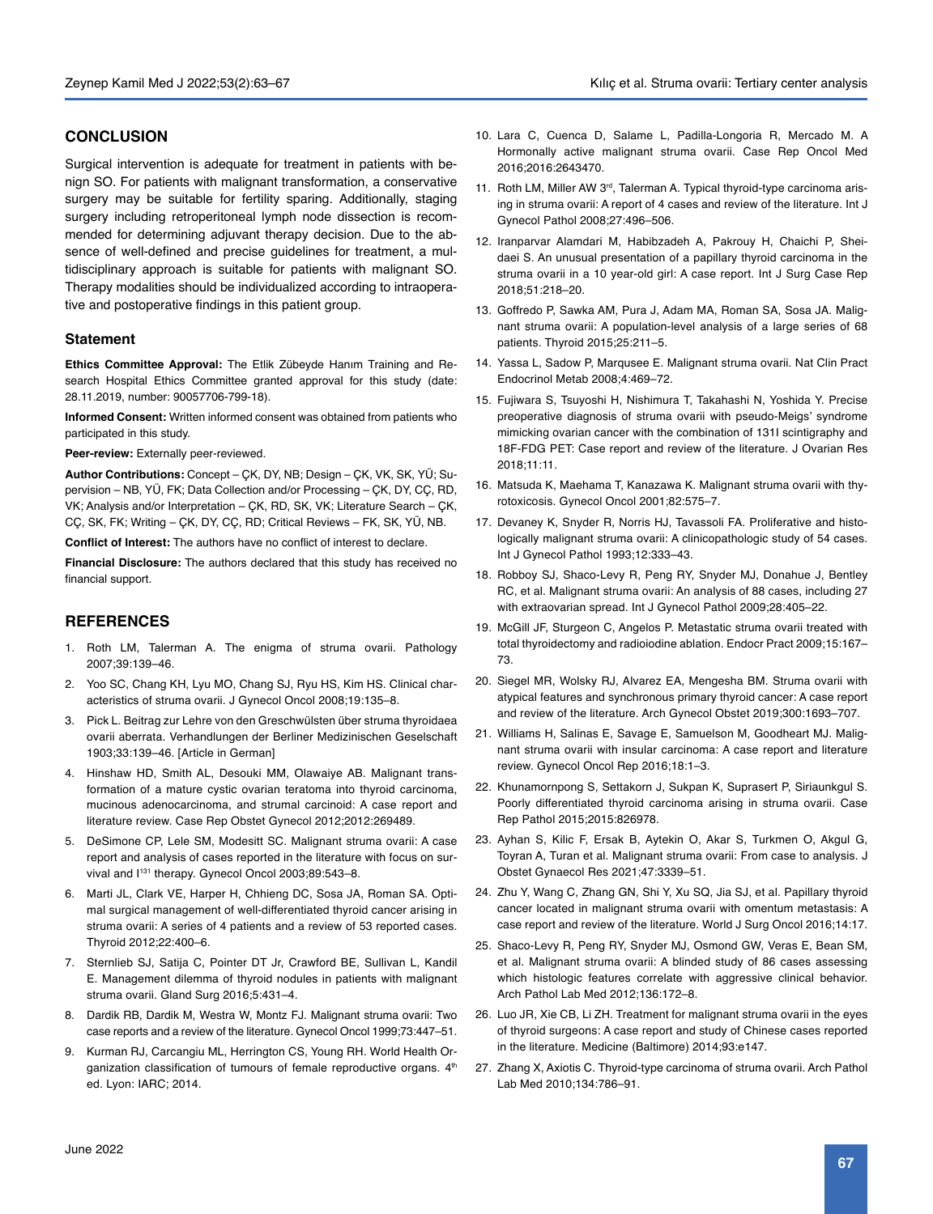## CONCLUSION

Surgical intervention is adequate for treatment in patients with benign SO. For patients with malignant transformation, a conservative surgery may be suitable for fertility sparing. Additionally, staging surgery including retroperitoneal lymph node dissection is recommended for determining adjuvant therapy decision. Due to the absence of well-defined and precise guidelines for treatment, a multidisciplinary approach is suitable for patients with malignant SO. Therapy modalities should be individualized according to intraoperative and postoperative findings in this patient group.

### Statement

**Ethics Committee Approval:** The Etlik Zübeyde Hanım Training and Research Hospital Ethics Committee granted approval for this study (date: 28.11.2019, number: 90057706-799-18).

**Informed Consent:** Written informed consent was obtained from patients who participated in this study.

**Peer-review:** Externally peer-reviewed.

**Author Contributions:** Concept – ÇK, DY, NB; Design – ÇK, VK, SK, YÜ; Supervision – NB, YÜ, FK; Data Collection and/or Processing – ÇK, DY, CÇ, RD, VK; Analysis and/or Interpretation – ÇK, RD, SK, VK; Literature Search – ÇK, CÇ, SK, FK; Writing – ÇK, DY, CÇ, RD; Critical Reviews – FK, SK, YÜ, NB.

**Conflict of Interest:** The authors have no conflict of interest to declare.

**Financial Disclosure:** The authors declared that this study has received no financial support.

## REFERENCES

1. Roth LM, Talerman A. The enigma of struma ovarii. Pathology 2007;39:139–46.
2. Yoo SC, Chang KH, Lyu MO, Chang SJ, Ryu HS, Kim HS. Clinical characteristics of struma ovarii. J Gynecol Oncol 2008;19:135–8.
3. Pick L. Beitrag zur Lehre von den Greschwülsten über struma thyroidaea ovarii aberrata. Verhandlungen der Berliner Medizinischen Geselschaft 1903;33:139–46. [Article in German]
4. Hinshaw HD, Smith AL, Desouki MM, Olawaiye AB. Malignant transformation of a mature cystic ovarian teratoma into thyroid carcinoma, mucinous adenocarcinoma, and strumal carcinoid: A case report and literature review. Case Rep Obstet Gynecol 2012;2012:269489.
5. DeSimone CP, Lele SM, Modesitt SC. Malignant struma ovarii: A case report and analysis of cases reported in the literature with focus on survival and I[131] therapy. Gynecol Oncol 2003;89:543–8.
6. Marti JL, Clark VE, Harper H, Chhieng DC, Sosa JA, Roman SA. Optimal surgical management of well-differentiated thyroid cancer arising in struma ovarii: A series of 4 patients and a review of 53 reported cases. Thyroid 2012;22:400–6.
7. Sternlieb SJ, Satija C, Pointer DT Jr, Crawford BE, Sullivan L, Kandil E. Management dilemma of thyroid nodules in patients with malignant struma ovarii. Gland Surg 2016;5:431–4.
8. Dardik RB, Dardik M, Westra W, Montz FJ. Malignant struma ovarii: Two case reports and a review of the literature. Gynecol Oncol 1999;73:447–51.
9. Kurman RJ, Carcangiu ML, Herrington CS, Young RH. World Health Organization classification of tumours of female reproductive organs. 4th ed. Lyon: IARC; 2014.
10. Lara C, Cuenca D, Salame L, Padilla-Longoria R, Mercado M. A Hormonally active malignant struma ovarii. Case Rep Oncol Med 2016;2016:2643470.
11. Roth LM, Miller AW 3rd, Talerman A. Typical thyroid-type carcinoma arising in struma ovarii: A report of 4 cases and review of the literature. Int J Gynecol Pathol 2008;27:496–506.
12. Iranparvar Alamdari M, Habibzadeh A, Pakrouy H, Chaichi P, Sheidaei S. An unusual presentation of a papillary thyroid carcinoma in the struma ovarii in a 10 year-old girl: A case report. Int J Surg Case Rep 2018;51:218–20.
13. Goffredo P, Sawka AM, Pura J, Adam MA, Roman SA, Sosa JA. Malignant struma ovarii: A population-level analysis of a large series of 68 patients. Thyroid 2015;25:211–5.
14. Yassa L, Sadow P, Marqusee E. Malignant struma ovarii. Nat Clin Pract Endocrinol Metab 2008;4:469–72.
15. Fujiwara S, Tsuyoshi H, Nishimura T, Takahashi N, Yoshida Y. Precise preoperative diagnosis of struma ovarii with pseudo-Meigs' syndrome mimicking ovarian cancer with the combination of 131I scintigraphy and 18F-FDG PET: Case report and review of the literature. J Ovarian Res 2018;11:11.
16. Matsuda K, Maehama T, Kanazawa K. Malignant struma ovarii with thyrotoxicosis. Gynecol Oncol 2001;82:575–7.
17. Devaney K, Snyder R, Norris HJ, Tavassoli FA. Proliferative and histologically malignant struma ovarii: A clinicopathologic study of 54 cases. Int J Gynecol Pathol 1993;12:333–43.
18. Robboy SJ, Shaco-Levy R, Peng RY, Snyder MJ, Donahue J, Bentley RC, et al. Malignant struma ovarii: An analysis of 88 cases, including 27 with extraovarian spread. Int J Gynecol Pathol 2009;28:405–22.
19. McGill JF, Sturgeon C, Angelos P. Metastatic struma ovarii treated with total thyroidectomy and radioiodine ablation. Endocr Pract 2009;15:167–73.
20. Siegel MR, Wolsky RJ, Alvarez EA, Mengesha BM. Struma ovarii with atypical features and synchronous primary thyroid cancer: A case report and review of the literature. Arch Gynecol Obstet 2019;300:1693–707.
21. Williams H, Salinas E, Savage E, Samuelson M, Goodheart MJ. Malignant struma ovarii with insular carcinoma: A case report and literature review. Gynecol Oncol Rep 2016;18:1–3.
22. Khunamornpong S, Settakorn J, Sukpan K, Suprasert P, Siriaunkgul S. Poorly differentiated thyroid carcinoma arising in struma ovarii. Case Rep Pathol 2015;2015:826978.
23. Ayhan S, Kilic F, Ersak B, Aytekin O, Akar S, Turkmen O, Akgul G, Toyran A, Turan et al. Malignant struma ovarii: From case to analysis. J Obstet Gynaecol Res 2021;47:3339–51.
24. Zhu Y, Wang C, Zhang GN, Shi Y, Xu SQ, Jia SJ, et al. Papillary thyroid cancer located in malignant struma ovarii with omentum metastasis: A case report and review of the literature. World J Surg Oncol 2016;14:17.
25. Shaco-Levy R, Peng RY, Snyder MJ, Osmond GW, Veras E, Bean SM, et al. Malignant struma ovarii: A blinded study of 86 cases assessing which histologic features correlate with aggressive clinical behavior. Arch Pathol Lab Med 2012;136:172–8.
26. Luo JR, Xie CB, Li ZH. Treatment for malignant struma ovarii in the eyes of thyroid surgeons: A case report and study of Chinese cases reported in the literature. Medicine (Baltimore) 2014;93:e147.
27. Zhang X, Axiotis C. Thyroid-type carcinoma of struma ovarii. Arch Pathol Lab Med 2010;134:786–91.